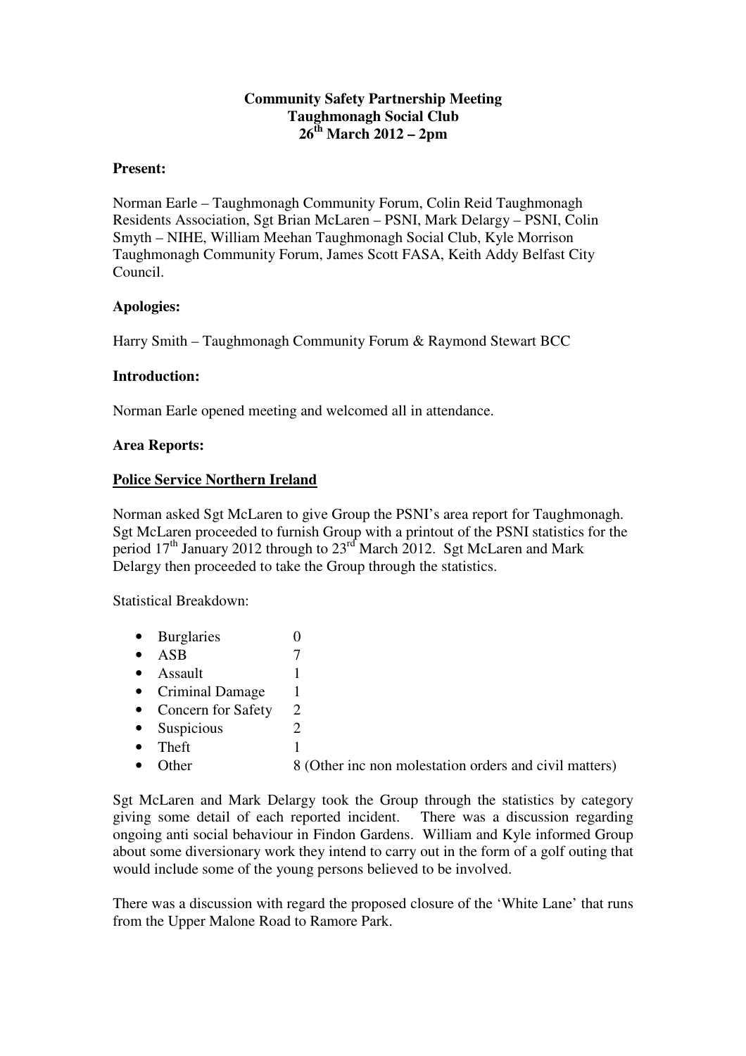**Community Safety Partnership Meeting**
**Taughmonagh Social Club**
**26th March 2012 – 2pm**

**Present:**

Norman Earle – Taughmonagh Community Forum, Colin Reid Taughmonagh Residents Association, Sgt Brian McLaren – PSNI, Mark Delargy – PSNI, Colin Smyth – NIHE, William Meehan Taughmonagh Social Club, Kyle Morrison Taughmonagh Community Forum, James Scott FASA, Keith Addy Belfast City Council.

**Apologies:**

Harry Smith – Taughmonagh Community Forum & Raymond Stewart BCC

**Introduction:**

Norman Earle opened meeting and welcomed all in attendance.

**Area Reports:**

**Police Service Northern Ireland**

Norman asked Sgt McLaren to give Group the PSNI's area report for Taughmonagh. Sgt McLaren proceeded to furnish Group with a printout of the PSNI statistics for the period 17th January 2012 through to 23rd March 2012. Sgt McLaren and Mark Delargy then proceeded to take the Group through the statistics.

Statistical Breakdown:

- Burglaries 0
- ASB 7
- Assault 1
- Criminal Damage 1
- Concern for Safety 2
- Suspicious 2
- Theft 1
- Other 8 (Other inc non molestation orders and civil matters)

Sgt McLaren and Mark Delargy took the Group through the statistics by category giving some detail of each reported incident. There was a discussion regarding ongoing anti social behaviour in Findon Gardens. William and Kyle informed Group about some diversionary work they intend to carry out in the form of a golf outing that would include some of the young persons believed to be involved.

There was a discussion with regard the proposed closure of the 'White Lane' that runs from the Upper Malone Road to Ramore Park.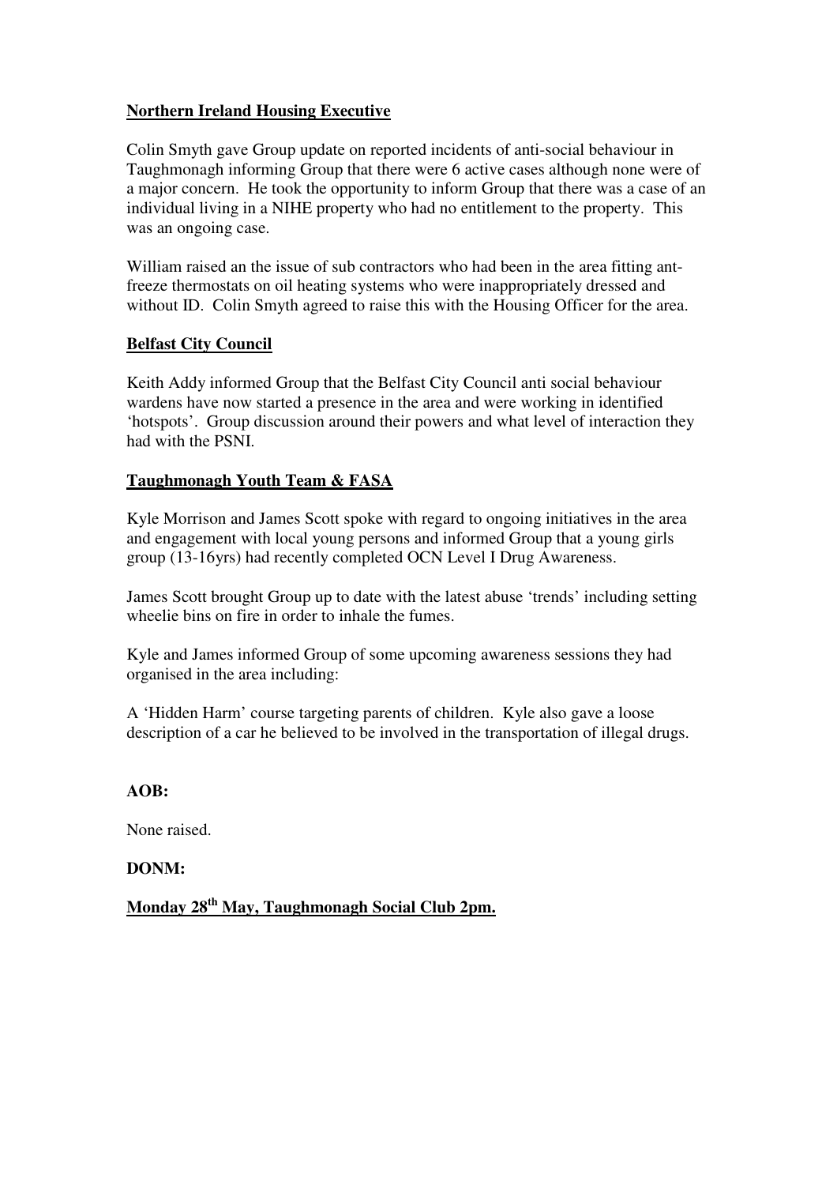**Northern Ireland Housing Executive**

Colin Smyth gave Group update on reported incidents of anti-social behaviour in Taughmonagh informing Group that there were 6 active cases although none were of a major concern. He took the opportunity to inform Group that there was a case of an individual living in a NIHE property who had no entitlement to the property. This was an ongoing case.

William raised an the issue of sub contractors who had been in the area fitting ant-freeze thermostats on oil heating systems who were inappropriately dressed and without ID. Colin Smyth agreed to raise this with the Housing Officer for the area.

**Belfast City Council**

Keith Addy informed Group that the Belfast City Council anti social behaviour wardens have now started a presence in the area and were working in identified 'hotspots'. Group discussion around their powers and what level of interaction they had with the PSNI.

**Taughmonagh Youth Team & FASA**

Kyle Morrison and James Scott spoke with regard to ongoing initiatives in the area and engagement with local young persons and informed Group that a young girls group (13-16yrs) had recently completed OCN Level I Drug Awareness.

James Scott brought Group up to date with the latest abuse 'trends' including setting wheelie bins on fire in order to inhale the fumes.

Kyle and James informed Group of some upcoming awareness sessions they had organised in the area including:

A 'Hidden Harm' course targeting parents of children. Kyle also gave a loose description of a car he believed to be involved in the transportation of illegal drugs.

**AOB:**

None raised.

**DONM:**

**Monday 28th May, Taughmonagh Social Club 2pm.**